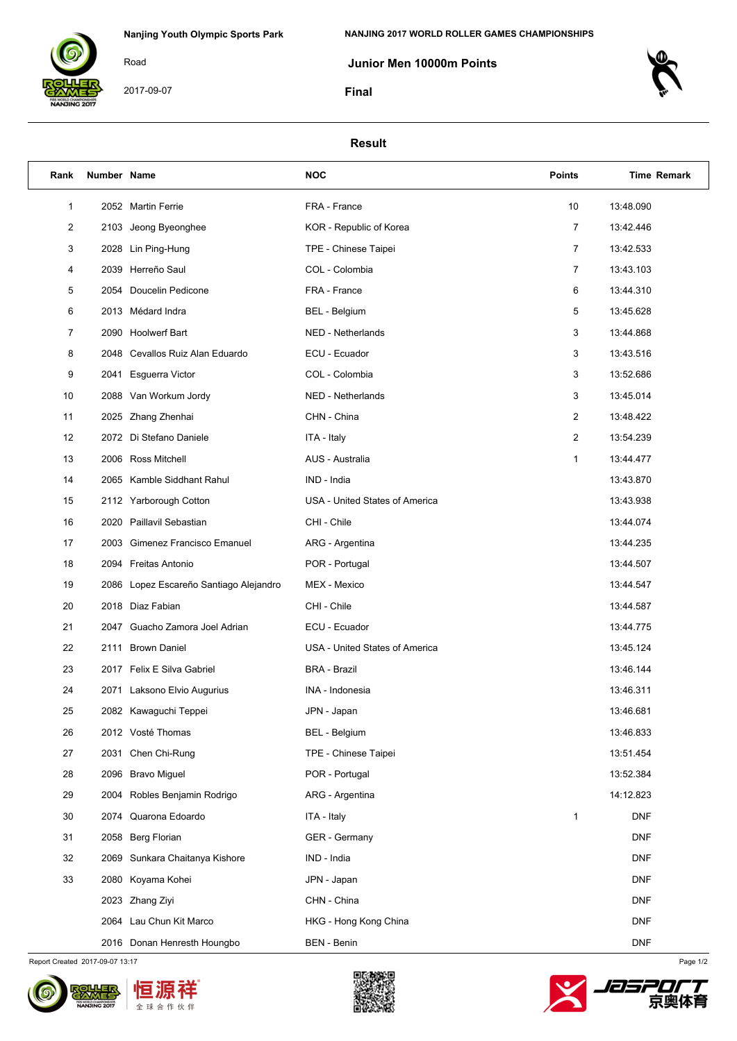Nanjing Youth Olympic Sports Park

Road

2017-09-07

NANJING 2017 WORLD ROLLER GAMES CHAMPIONSHIPS

# Junior Men 10000m Points

## Final

### Result

| Rank | Number | Name | NOC | Points | Time | Remark |
|---|---|---|---|---|---|---|
| 1 | 2052 | Martin Ferrie | FRA - France | 10 | 13:48.090 | |
| 2 | 2103 | Jeong Byeonghee | KOR - Republic of Korea | 7 | 13:42.446 | |
| 3 | 2028 | Lin Ping-Hung | TPE - Chinese Taipei | 7 | 13:42.533 | |
| 4 | 2039 | Herreño Saul | COL - Colombia | 7 | 13:43.103 | |
| 5 | 2054 | Doucelin Pedicone | FRA - France | 6 | 13:44.310 | |
| 6 | 2013 | Médard Indra | BEL - Belgium | 5 | 13:45.628 | |
| 7 | 2090 | Hoolwerf Bart | NED - Netherlands | 3 | 13:44.868 | |
| 8 | 2048 | Cevallos Ruiz Alan Eduardo | ECU - Ecuador | 3 | 13:43.516 | |
| 9 | 2041 | Esguerra Victor | COL - Colombia | 3 | 13:52.686 | |
| 10 | 2088 | Van Workum Jordy | NED - Netherlands | 3 | 13:45.014 | |
| 11 | 2025 | Zhang Zhenhai | CHN - China | 2 | 13:48.422 | |
| 12 | 2072 | Di Stefano Daniele | ITA - Italy | 2 | 13:54.239 | |
| 13 | 2006 | Ross Mitchell | AUS - Australia | 1 | 13:44.477 | |
| 14 | 2065 | Kamble Siddhant Rahul | IND - India | | 13:43.870 | |
| 15 | 2112 | Yarborough Cotton | USA - United States of America | | 13:43.938 | |
| 16 | 2020 | Paillavil Sebastian | CHI - Chile | | 13:44.074 | |
| 17 | 2003 | Gimenez Francisco Emanuel | ARG - Argentina | | 13:44.235 | |
| 18 | 2094 | Freitas Antonio | POR - Portugal | | 13:44.507 | |
| 19 | 2086 | Lopez Escareño Santiago Alejandro | MEX - Mexico | | 13:44.547 | |
| 20 | 2018 | Diaz Fabian | CHI - Chile | | 13:44.587 | |
| 21 | 2047 | Guacho Zamora Joel Adrian | ECU - Ecuador | | 13:44.775 | |
| 22 | 2111 | Brown Daniel | USA - United States of America | | 13:45.124 | |
| 23 | 2017 | Felix E Silva Gabriel | BRA - Brazil | | 13:46.144 | |
| 24 | 2071 | Laksono Elvio Augurius | INA - Indonesia | | 13:46.311 | |
| 25 | 2082 | Kawaguchi Teppei | JPN - Japan | | 13:46.681 | |
| 26 | 2012 | Vosté Thomas | BEL - Belgium | | 13:46.833 | |
| 27 | 2031 | Chen Chi-Rung | TPE - Chinese Taipei | | 13:51.454 | |
| 28 | 2096 | Bravo Miguel | POR - Portugal | | 13:52.384 | |
| 29 | 2004 | Robles Benjamin Rodrigo | ARG - Argentina | | 14:12.823 | |
| 30 | 2074 | Quarona Edoardo | ITA - Italy | 1 | | DNF |
| 31 | 2058 | Berg Florian | GER - Germany | | | DNF |
| 32 | 2069 | Sunkara Chaitanya Kishore | IND - India | | | DNF |
| 33 | 2080 | Koyama Kohei | JPN - Japan | | | DNF |
| | 2023 | Zhang Ziyi | CHN - China | | | DNF |
| | 2064 | Lau Chun Kit Marco | HKG - Hong Kong China | | | DNF |
| | 2016 | Donan Henresth Houngbo | BEN - Benin | | | DNF |

Report Created 2017-09-07 13:17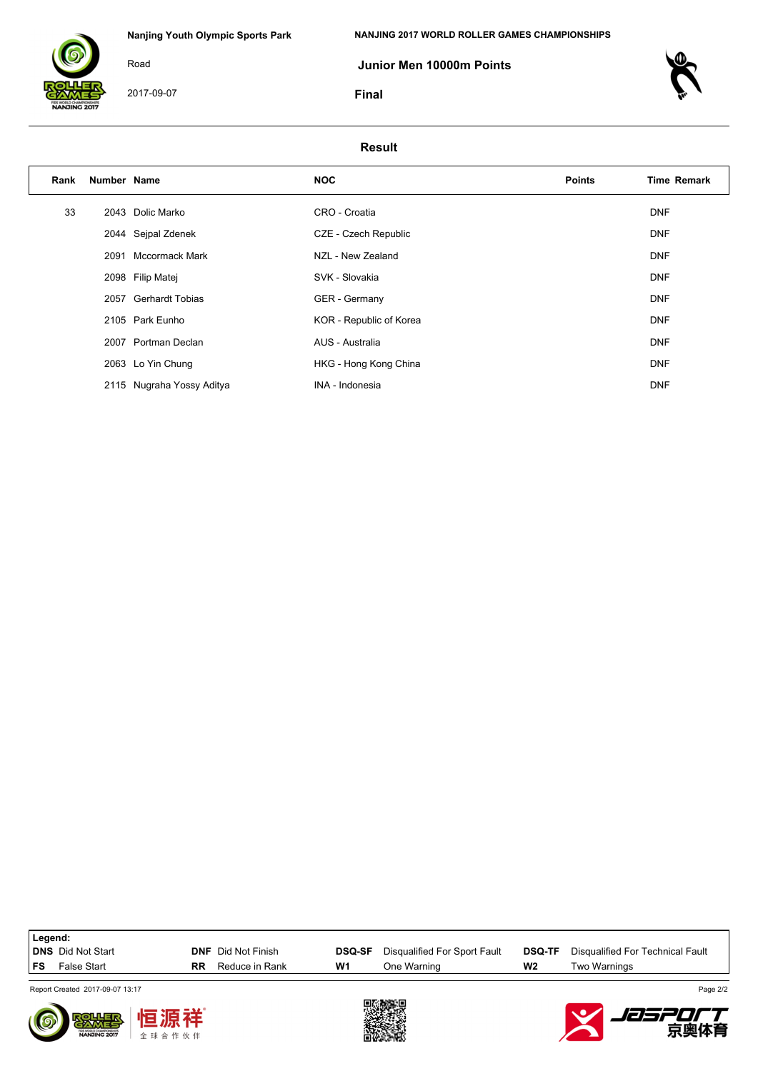Nanjing Youth Olympic Sports Park

Road

2017-09-07

**NANJING 2017 WORLD ROLLER GAMES CHAMPIONSHIPS**

## Junior Men 10000m Points

### Final

### Result

| Rank | Number | Name | NOC | Points | Time | Remark |
|---|---|---|---|---|---|---|
| 33 | 2043 | Dolic Marko | CRO - Croatia | | | DNF |
| | 2044 | Sejpal Zdenek | CZE - Czech Republic | | | DNF |
| | 2091 | Mccormack Mark | NZL - New Zealand | | | DNF |
| | 2098 | Filip Matej | SVK - Slovakia | | | DNF |
| | 2057 | Gerhardt Tobias | GER - Germany | | | DNF |
| | 2105 | Park Eunho | KOR - Republic of Korea | | | DNF |
| | 2007 | Portman Declan | AUS - Australia | | | DNF |
| | 2063 | Lo Yin Chung | HKG - Hong Kong China | | | DNF |
| | 2115 | Nugraha Yossy Aditya | INA - Indonesia | | | DNF |

**Legend:**

| | | | | | | | |
|---|---|---|---|---|---|---|---|
| **DNS** | Did Not Start | **DNF** | Did Not Finish | **DSQ-SF** | Disqualified For Sport Fault | **DSQ-TF** | Disqualified For Technical Fault |
| **FS** | False Start | **RR** | Reduce in Rank | **W1** | One Warning | **W2** | Two Warnings |

Report Created 2017-09-07 13:17

恒源祥 全球合作伙伴

京奥体育